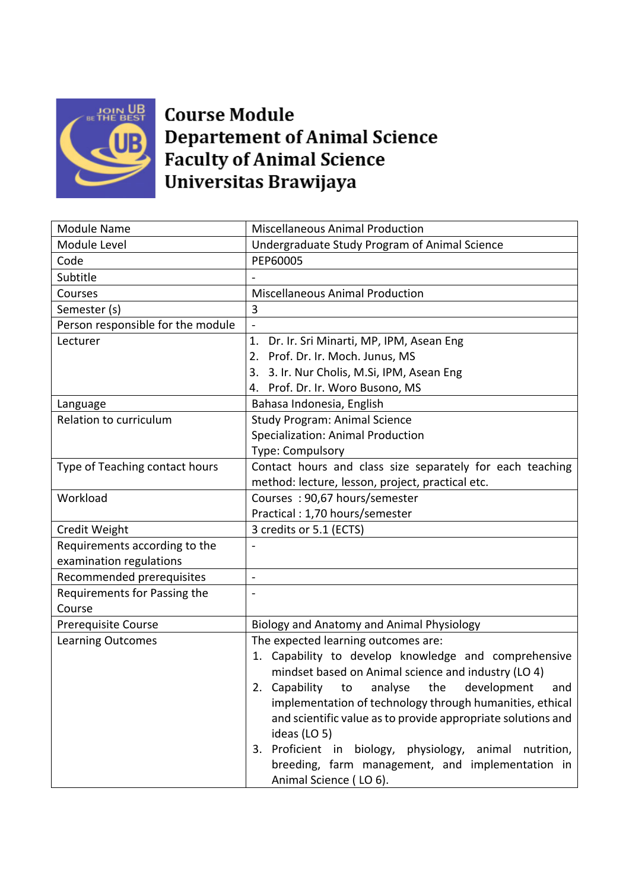# Course Module
# Departement of Animal Science
# Faculty of Animal Science
# Universitas Brawijaya

| Module Name | Miscellaneous Animal Production |
|---|---|
| Module Level | Undergraduate Study Program of Animal Science |
| Code | PEP60005 |
| Subtitle | - |
| Courses | Miscellaneous Animal Production |
| Semester (s) | 3 |
| Person responsible for the module | - |
| Lecturer | 1. Dr. Ir. Sri Minarti, MP, IPM, Asean Eng<br>2. Prof. Dr. Ir. Moch. Junus, MS<br>3. 3. Ir. Nur Cholis, M.Si, IPM, Asean Eng<br>4. Prof. Dr. Ir. Woro Busono, MS |
| Language | Bahasa Indonesia, English |
| Relation to curriculum | Study Program: Animal Science<br>Specialization: Animal Production<br>Type: Compulsory |
| Type of Teaching contact hours | Contact hours and class size separately for each teaching method: lecture, lesson, project, practical etc. |
| Workload | Courses : 90,67 hours/semester<br>Practical : 1,70 hours/semester |
| Credit Weight | 3 credits or 5.1 (ECTS) |
| Requirements according to the examination regulations | - |
| Recommended prerequisites | - |
| Requirements for Passing the Course | - |
| Prerequisite Course | Biology and Anatomy and Animal Physiology |
| Learning Outcomes | The expected learning outcomes are:<br>1. Capability to develop knowledge and comprehensive mindset based on Animal science and industry (LO 4)<br>2. Capability to analyse the development and implementation of technology through humanities, ethical and scientific value as to provide appropriate solutions and ideas (LO 5)<br>3. Proficient in biology, physiology, animal nutrition, breeding, farm management, and implementation in Animal Science ( LO 6). |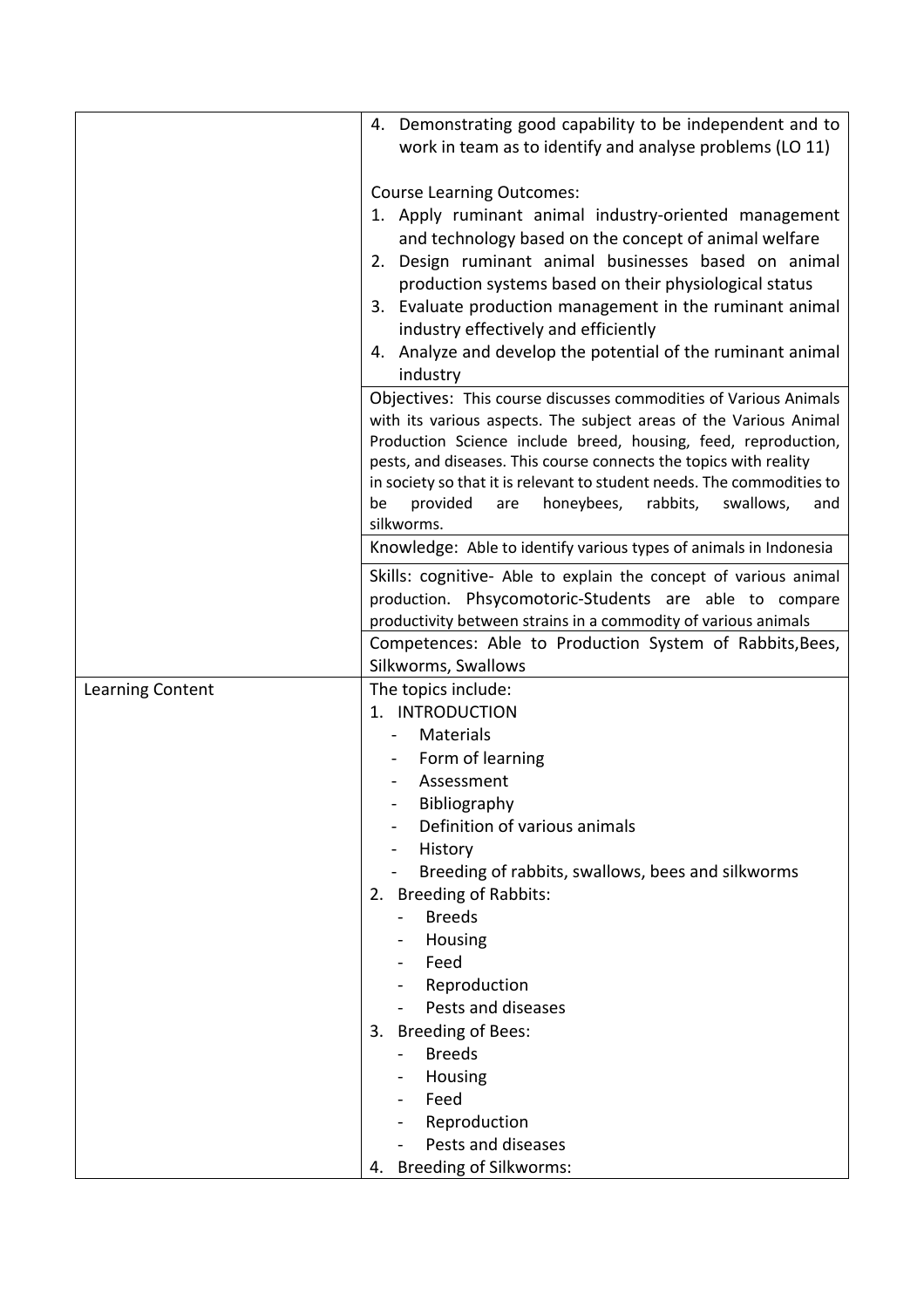|  |  |
|---|---|
|  | 4. Demonstrating good capability to be independent and to work in team as to identify and analyse problems (LO 11)<br><br>Course Learning Outcomes:<br>1. Apply ruminant animal industry-oriented management and technology based on the concept of animal welfare<br>2. Design ruminant animal businesses based on animal production systems based on their physiological status<br>3. Evaluate production management in the ruminant animal industry effectively and efficiently<br>4. Analyze and develop the potential of the ruminant animal industry |
|  | Objectives: This course discusses commodities of Various Animals with its various aspects. The subject areas of the Various Animal Production Science include breed, housing, feed, reproduction, pests, and diseases. This course connects the topics with reality in society so that it is relevant to student needs. The commodities to be provided are honeybees, rabbits, swallows, and silkworms. |
|  | Knowledge: Able to identify various types of animals in Indonesia |
|  | Skills: cognitive- Able to explain the concept of various animal production. Phsycomotoric-Students are able to compare productivity between strains in a commodity of various animals |
|  | Competences: Able to Production System of Rabbits,Bees, Silkworms, Swallows |
| Learning Content | The topics include:<br>1. INTRODUCTION<br>- Materials<br>- Form of learning<br>- Assessment<br>- Bibliography<br>- Definition of various animals<br>- History<br>- Breeding of rabbits, swallows, bees and silkworms<br>2. Breeding of Rabbits:<br>- Breeds<br>- Housing<br>- Feed<br>- Reproduction<br>- Pests and diseases<br>3. Breeding of Bees:<br>- Breeds<br>- Housing<br>- Feed<br>- Reproduction<br>- Pests and diseases<br>4. Breeding of Silkworms: |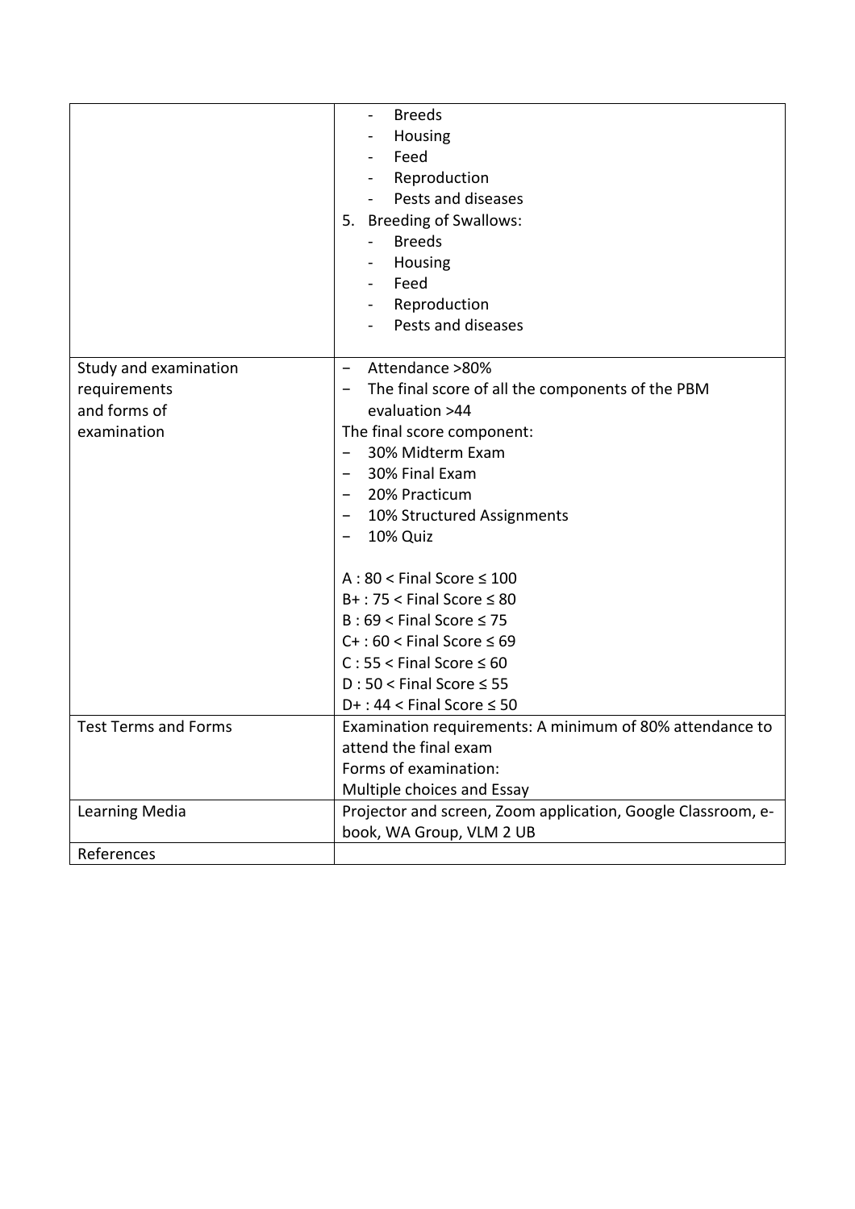| | |
|---|---|
| | - Breeds<br>- Housing<br>- Feed<br>- Reproduction<br>- Pests and diseases<br>5. Breeding of Swallows:<br>- Breeds<br>- Housing<br>- Feed<br>- Reproduction<br>- Pests and diseases |
| Study and examination requirements and forms of examination | − Attendance >80%<br>− The final score of all the components of the PBM evaluation >44<br>The final score component:<br>− 30% Midterm Exam<br>− 30% Final Exam<br>− 20% Practicum<br>− 10% Structured Assignments<br>− 10% Quiz<br><br>A : 80 < Final Score ≤ 100<br>B+ : 75 < Final Score ≤ 80<br>B : 69 < Final Score ≤ 75<br>C+ : 60 < Final Score ≤ 69<br>C : 55 < Final Score ≤ 60<br>D : 50 < Final Score ≤ 55<br>D+ : 44 < Final Score ≤ 50 |
| Test Terms and Forms | Examination requirements: A minimum of 80% attendance to attend the final exam<br>Forms of examination:<br>Multiple choices and Essay |
| Learning Media | Projector and screen, Zoom application, Google Classroom, e-book, WA Group, VLM 2 UB |
| References | |